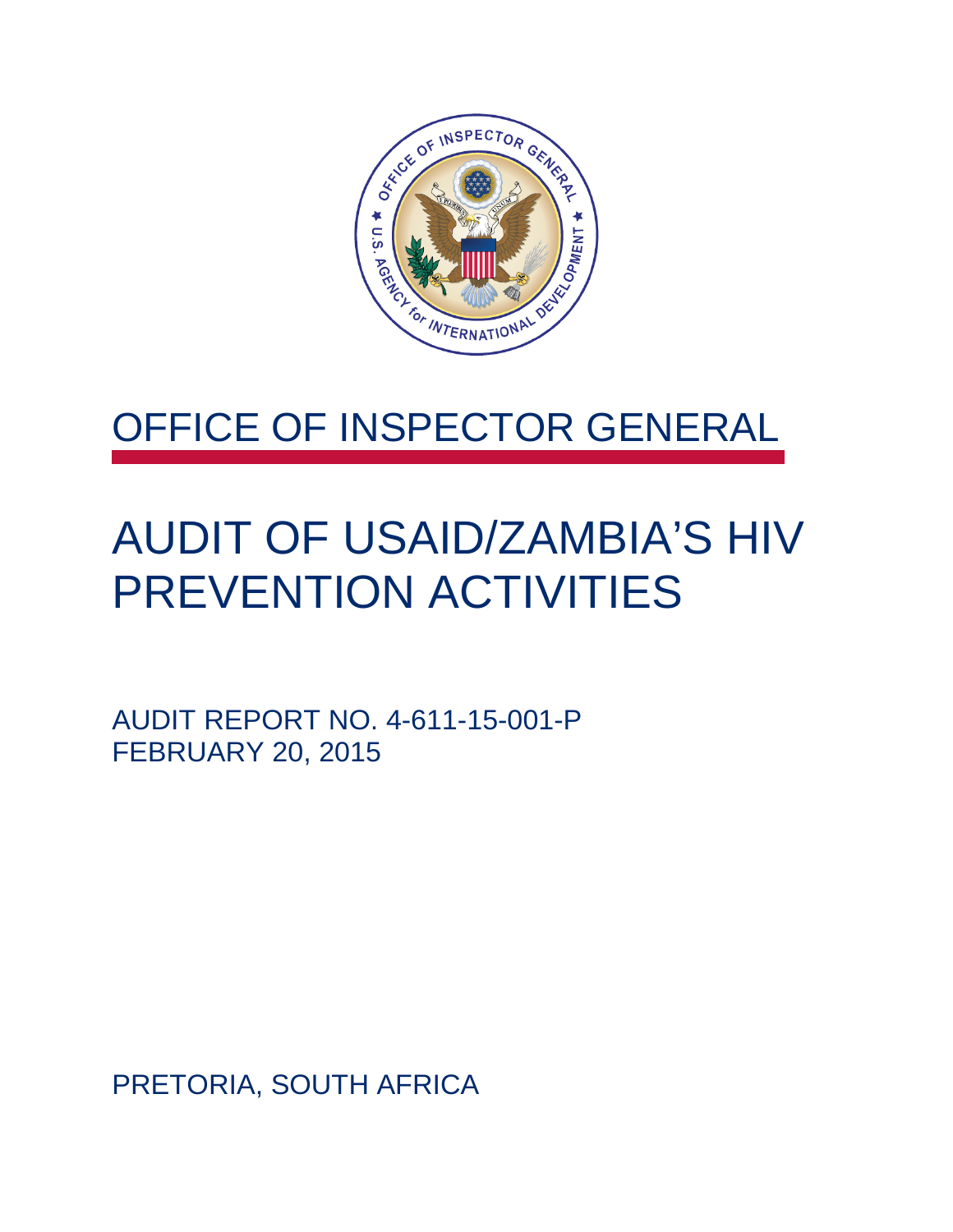# OFFICE OF INSPECTOR GENERAL

# AUDIT OF USAID/ZAMBIA'S HIV PREVENTION ACTIVITIES

AUDIT REPORT NO. 4-611-15-001-P
FEBRUARY 20, 2015

PRETORIA, SOUTH AFRICA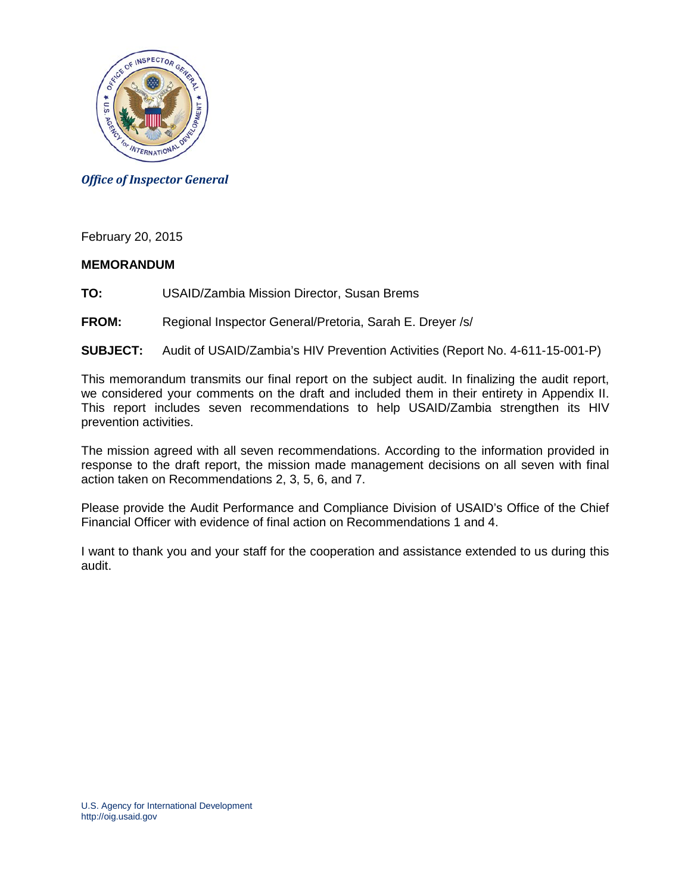*Office of Inspector General*

February 20, 2015

**MEMORANDUM**

**TO:** USAID/Zambia Mission Director, Susan Brems

**FROM:** Regional Inspector General/Pretoria, Sarah E. Dreyer /s/

**SUBJECT:** Audit of USAID/Zambia's HIV Prevention Activities (Report No. 4-611-15-001-P)

This memorandum transmits our final report on the subject audit. In finalizing the audit report, we considered your comments on the draft and included them in their entirety in Appendix II. This report includes seven recommendations to help USAID/Zambia strengthen its HIV prevention activities.

The mission agreed with all seven recommendations. According to the information provided in response to the draft report, the mission made management decisions on all seven with final action taken on Recommendations 2, 3, 5, 6, and 7.

Please provide the Audit Performance and Compliance Division of USAID's Office of the Chief Financial Officer with evidence of final action on Recommendations 1 and 4.

I want to thank you and your staff for the cooperation and assistance extended to us during this audit.

U.S. Agency for International Development
http://oig.usaid.gov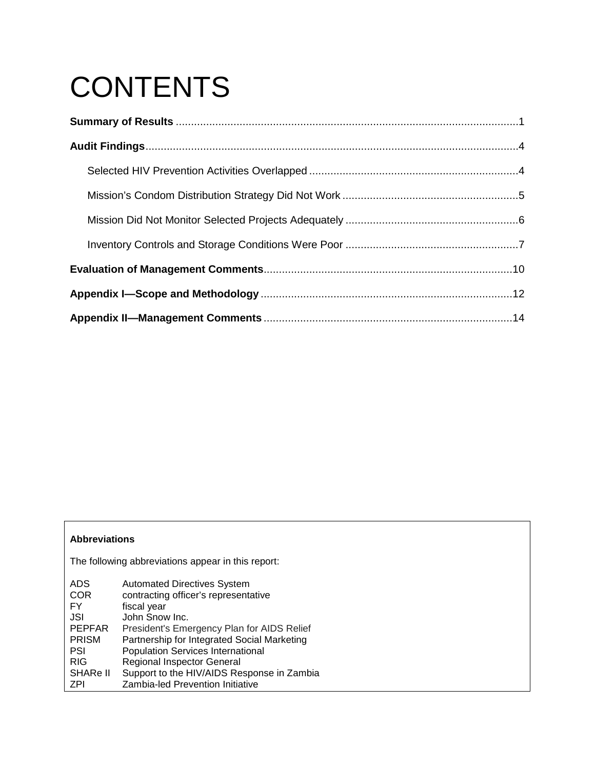# CONTENTS

**Summary of Results** .................................................................................................................1

**Audit Findings**..........................................................................................................................4

Selected HIV Prevention Activities Overlapped ....................................................................4

Mission's Condom Distribution Strategy Did Not Work ..........................................................5

Mission Did Not Monitor Selected Projects Adequately ........................................................6

Inventory Controls and Storage Conditions Were Poor .........................................................7

**Evaluation of Management Comments**.................................................................................10

**Appendix I—Scope and Methodology** ..................................................................................12

**Appendix II—Management Comments** .................................................................................14

**Abbreviations**

The following abbreviations appear in this report:

| | |
|---|---|
| ADS | Automated Directives System |
| COR | contracting officer's representative |
| FY | fiscal year |
| JSI | John Snow Inc. |
| PEPFAR | President's Emergency Plan for AIDS Relief |
| PRISM | Partnership for Integrated Social Marketing |
| PSI | Population Services International |
| RIG | Regional Inspector General |
| SHARe II | Support to the HIV/AIDS Response in Zambia |
| ZPI | Zambia-led Prevention Initiative |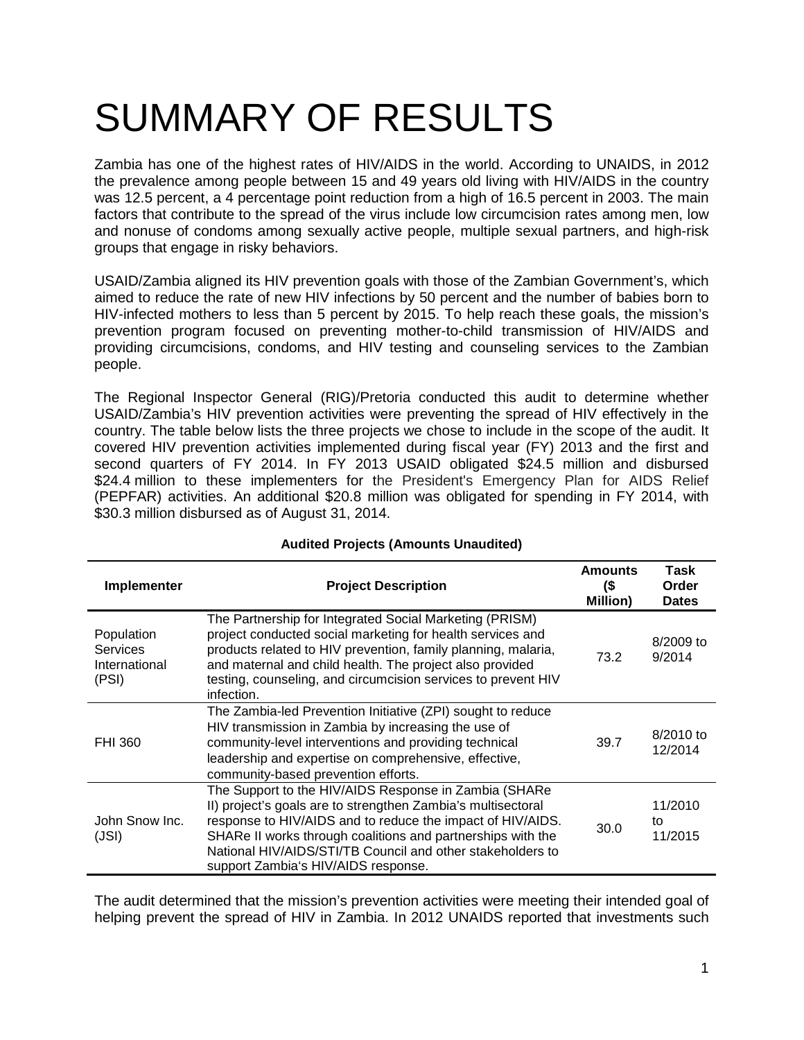# SUMMARY OF RESULTS

Zambia has one of the highest rates of HIV/AIDS in the world. According to UNAIDS, in 2012 the prevalence among people between 15 and 49 years old living with HIV/AIDS in the country was 12.5 percent, a 4 percentage point reduction from a high of 16.5 percent in 2003. The main factors that contribute to the spread of the virus include low circumcision rates among men, low and nonuse of condoms among sexually active people, multiple sexual partners, and high-risk groups that engage in risky behaviors.

USAID/Zambia aligned its HIV prevention goals with those of the Zambian Government's, which aimed to reduce the rate of new HIV infections by 50 percent and the number of babies born to HIV-infected mothers to less than 5 percent by 2015. To help reach these goals, the mission's prevention program focused on preventing mother-to-child transmission of HIV/AIDS and providing circumcisions, condoms, and HIV testing and counseling services to the Zambian people.

The Regional Inspector General (RIG)/Pretoria conducted this audit to determine whether USAID/Zambia's HIV prevention activities were preventing the spread of HIV effectively in the country. The table below lists the three projects we chose to include in the scope of the audit. It covered HIV prevention activities implemented during fiscal year (FY) 2013 and the first and second quarters of FY 2014. In FY 2013 USAID obligated $24.5 million and disbursed $24.4 million to these implementers for the President's Emergency Plan for AIDS Relief (PEPFAR) activities. An additional $20.8 million was obligated for spending in FY 2014, with $30.3 million disbursed as of August 31, 2014.

**Audited Projects (Amounts Unaudited)**

| Implementer | Project Description | Amounts ($ Million) | Task Order Dates |
|---|---|---|---|
| Population Services International (PSI) | The Partnership for Integrated Social Marketing (PRISM) project conducted social marketing for health services and products related to HIV prevention, family planning, malaria, and maternal and child health. The project also provided testing, counseling, and circumcision services to prevent HIV infection. | 73.2 | 8/2009 to 9/2014 |
| FHI 360 | The Zambia-led Prevention Initiative (ZPI) sought to reduce HIV transmission in Zambia by increasing the use of community-level interventions and providing technical leadership and expertise on comprehensive, effective, community-based prevention efforts. | 39.7 | 8/2010 to 12/2014 |
| John Snow Inc. (JSI) | The Support to the HIV/AIDS Response in Zambia (SHARe II) project's goals are to strengthen Zambia's multisectoral response to HIV/AIDS and to reduce the impact of HIV/AIDS. SHARe II works through coalitions and partnerships with the National HIV/AIDS/STI/TB Council and other stakeholders to support Zambia's HIV/AIDS response. | 30.0 | 11/2010 to 11/2015 |

The audit determined that the mission's prevention activities were meeting their intended goal of helping prevent the spread of HIV in Zambia. In 2012 UNAIDS reported that investments such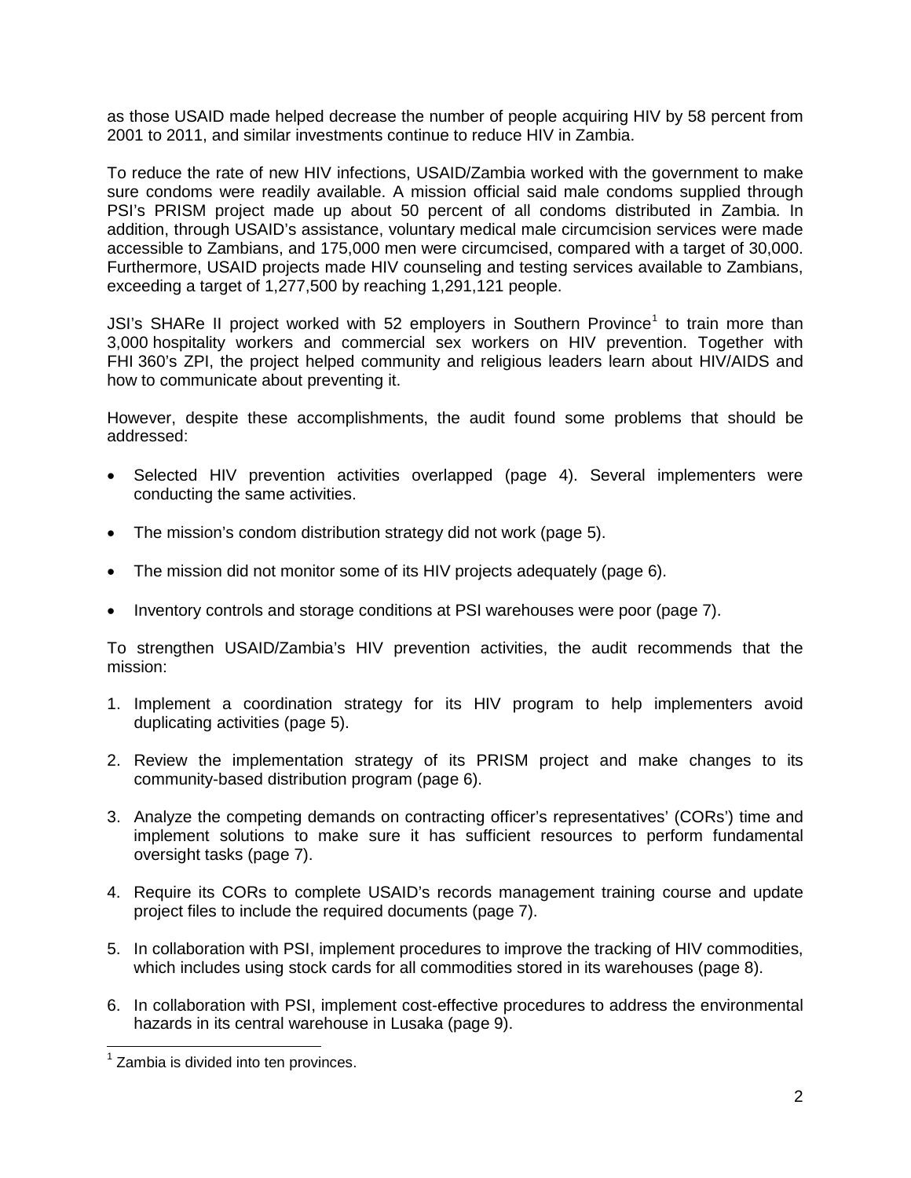as those USAID made helped decrease the number of people acquiring HIV by 58 percent from 2001 to 2011, and similar investments continue to reduce HIV in Zambia.

To reduce the rate of new HIV infections, USAID/Zambia worked with the government to make sure condoms were readily available. A mission official said male condoms supplied through PSI's PRISM project made up about 50 percent of all condoms distributed in Zambia. In addition, through USAID's assistance, voluntary medical male circumcision services were made accessible to Zambians, and 175,000 men were circumcised, compared with a target of 30,000. Furthermore, USAID projects made HIV counseling and testing services available to Zambians, exceeding a target of 1,277,500 by reaching 1,291,121 people.

JSI's SHARe II project worked with 52 employers in Southern Province[1] to train more than 3,000 hospitality workers and commercial sex workers on HIV prevention. Together with FHI 360's ZPI, the project helped community and religious leaders learn about HIV/AIDS and how to communicate about preventing it.

However, despite these accomplishments, the audit found some problems that should be addressed:

- Selected HIV prevention activities overlapped (page 4). Several implementers were conducting the same activities.
- The mission's condom distribution strategy did not work (page 5).
- The mission did not monitor some of its HIV projects adequately (page 6).
- Inventory controls and storage conditions at PSI warehouses were poor (page 7).

To strengthen USAID/Zambia's HIV prevention activities, the audit recommends that the mission:

1. Implement a coordination strategy for its HIV program to help implementers avoid duplicating activities (page 5).
2. Review the implementation strategy of its PRISM project and make changes to its community-based distribution program (page 6).
3. Analyze the competing demands on contracting officer's representatives' (CORs') time and implement solutions to make sure it has sufficient resources to perform fundamental oversight tasks (page 7).
4. Require its CORs to complete USAID's records management training course and update project files to include the required documents (page 7).
5. In collaboration with PSI, implement procedures to improve the tracking of HIV commodities, which includes using stock cards for all commodities stored in its warehouses (page 8).
6. In collaboration with PSI, implement cost-effective procedures to address the environmental hazards in its central warehouse in Lusaka (page 9).

[1] Zambia is divided into ten provinces.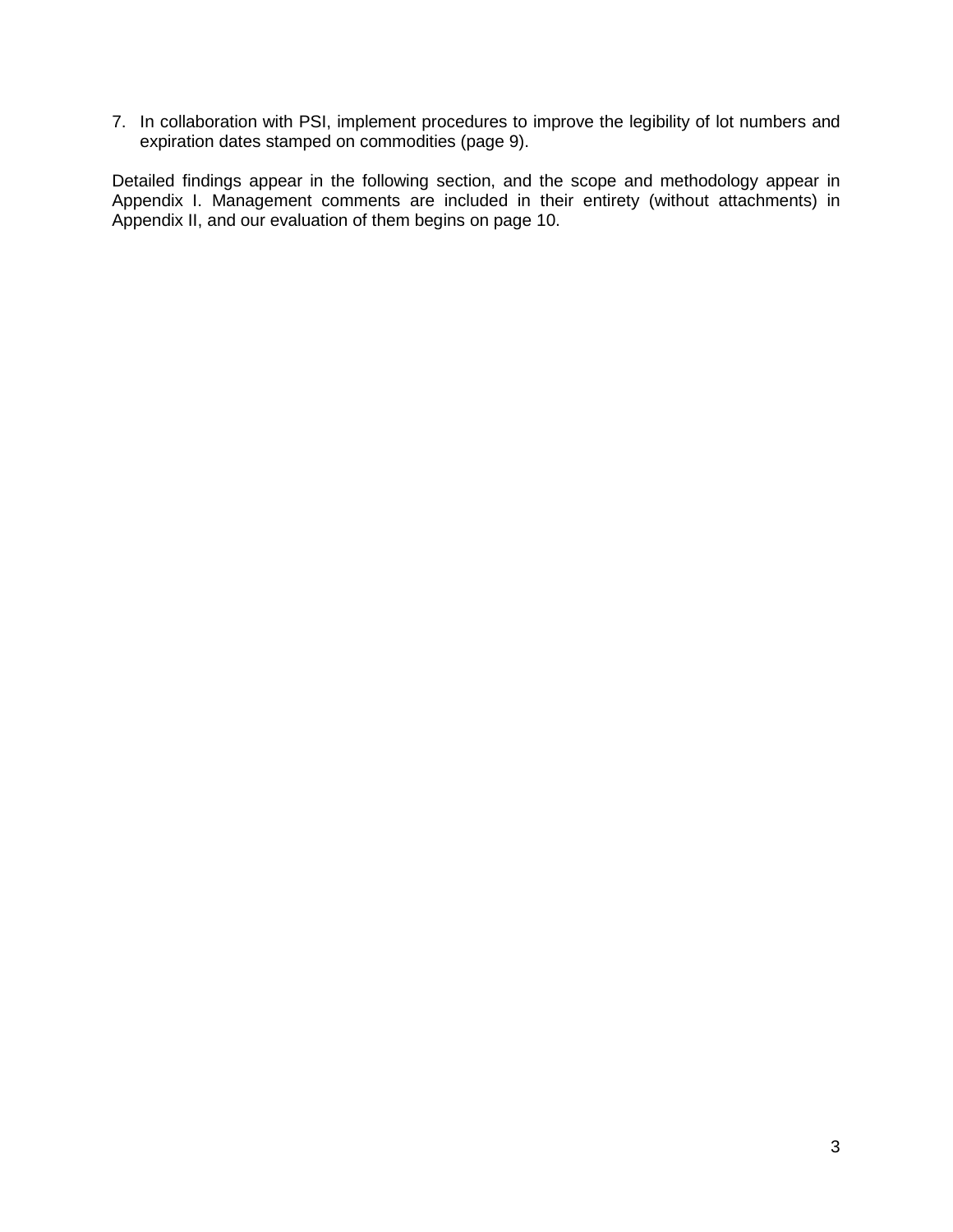7. In collaboration with PSI, implement procedures to improve the legibility of lot numbers and expiration dates stamped on commodities (page 9).

Detailed findings appear in the following section, and the scope and methodology appear in Appendix I. Management comments are included in their entirety (without attachments) in Appendix II, and our evaluation of them begins on page 10.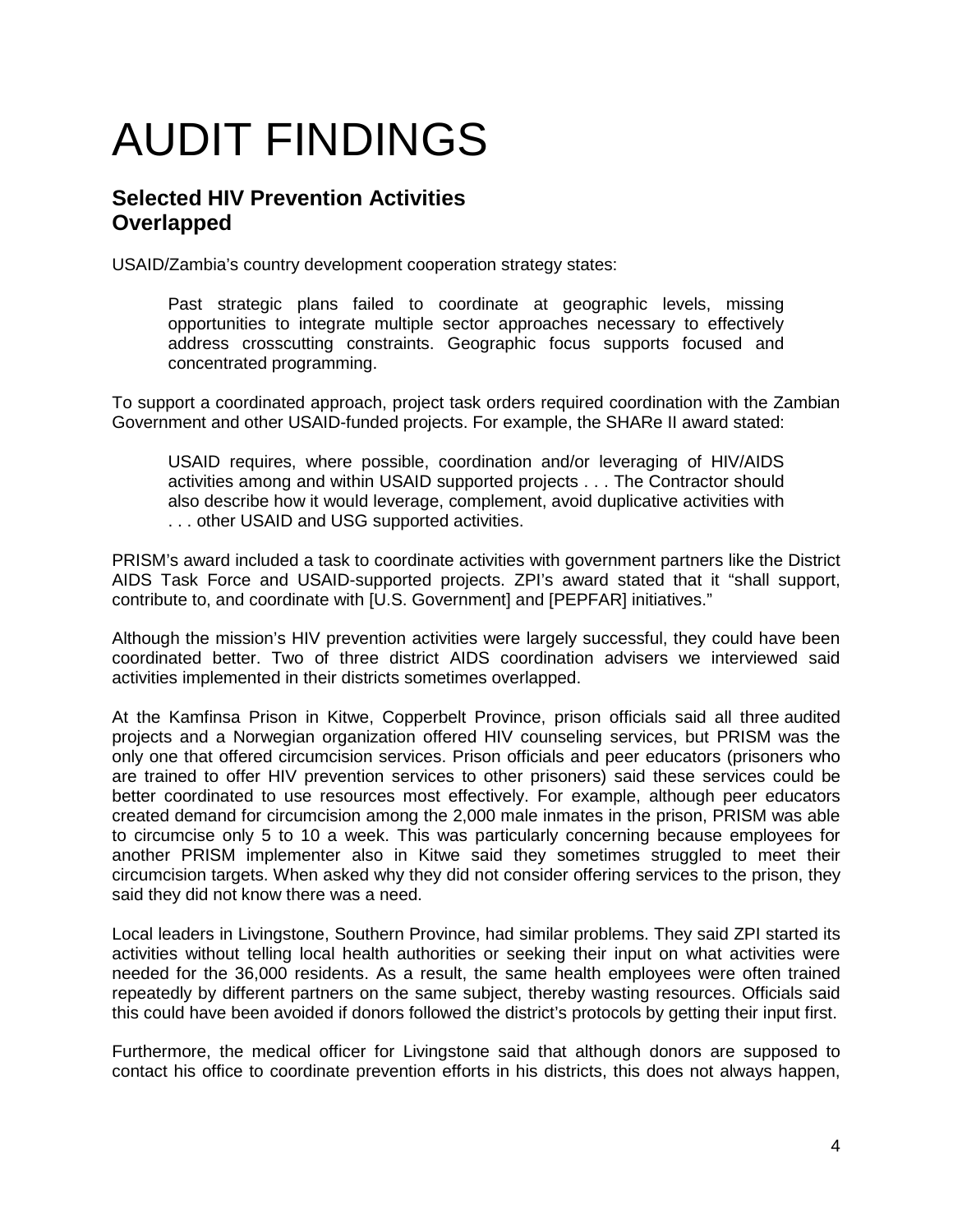# AUDIT FINDINGS

## Selected HIV Prevention Activities Overlapped

USAID/Zambia's country development cooperation strategy states:

> Past strategic plans failed to coordinate at geographic levels, missing opportunities to integrate multiple sector approaches necessary to effectively address crosscutting constraints. Geographic focus supports focused and concentrated programming.

To support a coordinated approach, project task orders required coordination with the Zambian Government and other USAID-funded projects. For example, the SHARe II award stated:

> USAID requires, where possible, coordination and/or leveraging of HIV/AIDS activities among and within USAID supported projects . . . The Contractor should also describe how it would leverage, complement, avoid duplicative activities with . . . other USAID and USG supported activities.

PRISM's award included a task to coordinate activities with government partners like the District AIDS Task Force and USAID-supported projects. ZPI's award stated that it "shall support, contribute to, and coordinate with [U.S. Government] and [PEPFAR] initiatives."

Although the mission's HIV prevention activities were largely successful, they could have been coordinated better. Two of three district AIDS coordination advisers we interviewed said activities implemented in their districts sometimes overlapped.

At the Kamfinsa Prison in Kitwe, Copperbelt Province, prison officials said all three audited projects and a Norwegian organization offered HIV counseling services, but PRISM was the only one that offered circumcision services. Prison officials and peer educators (prisoners who are trained to offer HIV prevention services to other prisoners) said these services could be better coordinated to use resources most effectively. For example, although peer educators created demand for circumcision among the 2,000 male inmates in the prison, PRISM was able to circumcise only 5 to 10 a week. This was particularly concerning because employees for another PRISM implementer also in Kitwe said they sometimes struggled to meet their circumcision targets. When asked why they did not consider offering services to the prison, they said they did not know there was a need.

Local leaders in Livingstone, Southern Province, had similar problems. They said ZPI started its activities without telling local health authorities or seeking their input on what activities were needed for the 36,000 residents. As a result, the same health employees were often trained repeatedly by different partners on the same subject, thereby wasting resources. Officials said this could have been avoided if donors followed the district's protocols by getting their input first.

Furthermore, the medical officer for Livingstone said that although donors are supposed to contact his office to coordinate prevention efforts in his districts, this does not always happen,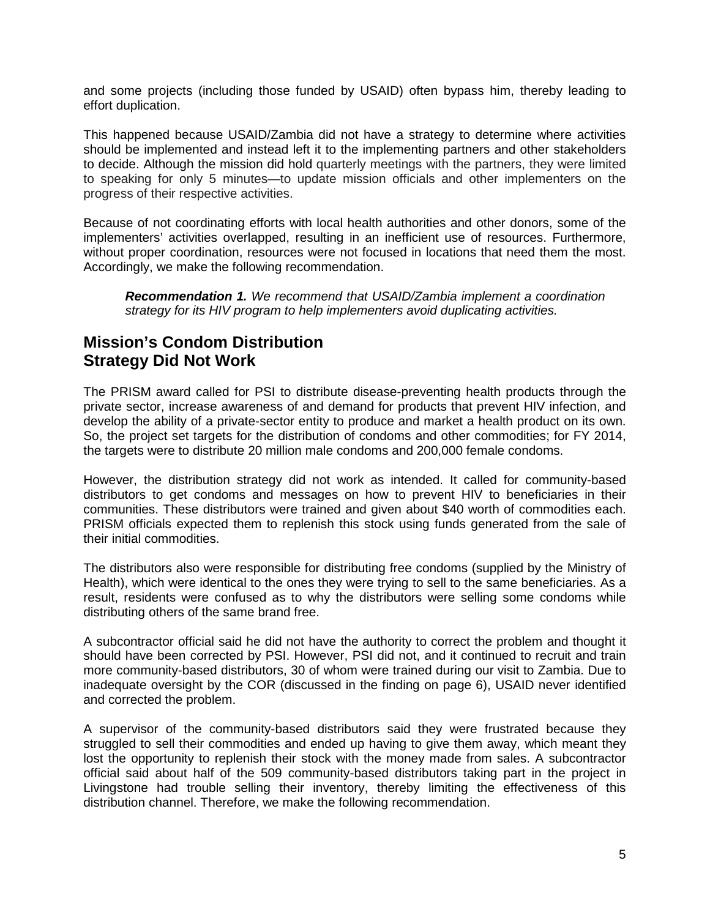and some projects (including those funded by USAID) often bypass him, thereby leading to effort duplication.

This happened because USAID/Zambia did not have a strategy to determine where activities should be implemented and instead left it to the implementing partners and other stakeholders to decide. Although the mission did hold quarterly meetings with the partners, they were limited to speaking for only 5 minutes—to update mission officials and other implementers on the progress of their respective activities.

Because of not coordinating efforts with local health authorities and other donors, some of the implementers' activities overlapped, resulting in an inefficient use of resources. Furthermore, without proper coordination, resources were not focused in locations that need them the most. Accordingly, we make the following recommendation.

> ***Recommendation 1.*** *We recommend that USAID/Zambia implement a coordination strategy for its HIV program to help implementers avoid duplicating activities.*

## Mission's Condom Distribution Strategy Did Not Work

The PRISM award called for PSI to distribute disease-preventing health products through the private sector, increase awareness of and demand for products that prevent HIV infection, and develop the ability of a private-sector entity to produce and market a health product on its own. So, the project set targets for the distribution of condoms and other commodities; for FY 2014, the targets were to distribute 20 million male condoms and 200,000 female condoms.

However, the distribution strategy did not work as intended. It called for community-based distributors to get condoms and messages on how to prevent HIV to beneficiaries in their communities. These distributors were trained and given about $40 worth of commodities each. PRISM officials expected them to replenish this stock using funds generated from the sale of their initial commodities.

The distributors also were responsible for distributing free condoms (supplied by the Ministry of Health), which were identical to the ones they were trying to sell to the same beneficiaries. As a result, residents were confused as to why the distributors were selling some condoms while distributing others of the same brand free.

A subcontractor official said he did not have the authority to correct the problem and thought it should have been corrected by PSI. However, PSI did not, and it continued to recruit and train more community-based distributors, 30 of whom were trained during our visit to Zambia. Due to inadequate oversight by the COR (discussed in the finding on page 6), USAID never identified and corrected the problem.

A supervisor of the community-based distributors said they were frustrated because they struggled to sell their commodities and ended up having to give them away, which meant they lost the opportunity to replenish their stock with the money made from sales. A subcontractor official said about half of the 509 community-based distributors taking part in the project in Livingstone had trouble selling their inventory, thereby limiting the effectiveness of this distribution channel. Therefore, we make the following recommendation.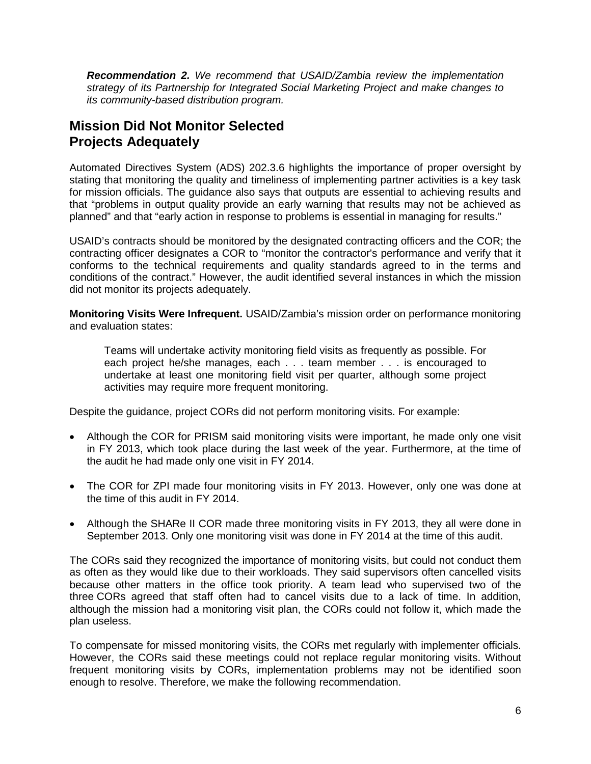***Recommendation 2.*** *We recommend that USAID/Zambia review the implementation strategy of its Partnership for Integrated Social Marketing Project and make changes to its community-based distribution program.*

## Mission Did Not Monitor Selected Projects Adequately

Automated Directives System (ADS) 202.3.6 highlights the importance of proper oversight by stating that monitoring the quality and timeliness of implementing partner activities is a key task for mission officials. The guidance also says that outputs are essential to achieving results and that "problems in output quality provide an early warning that results may not be achieved as planned" and that "early action in response to problems is essential in managing for results."

USAID's contracts should be monitored by the designated contracting officers and the COR; the contracting officer designates a COR to "monitor the contractor's performance and verify that it conforms to the technical requirements and quality standards agreed to in the terms and conditions of the contract." However, the audit identified several instances in which the mission did not monitor its projects adequately.

**Monitoring Visits Were Infrequent.** USAID/Zambia's mission order on performance monitoring and evaluation states:

> Teams will undertake activity monitoring field visits as frequently as possible. For each project he/she manages, each . . . team member . . . is encouraged to undertake at least one monitoring field visit per quarter, although some project activities may require more frequent monitoring.

Despite the guidance, project CORs did not perform monitoring visits. For example:

- Although the COR for PRISM said monitoring visits were important, he made only one visit in FY 2013, which took place during the last week of the year. Furthermore, at the time of the audit he had made only one visit in FY 2014.
- The COR for ZPI made four monitoring visits in FY 2013. However, only one was done at the time of this audit in FY 2014.
- Although the SHARe II COR made three monitoring visits in FY 2013, they all were done in September 2013. Only one monitoring visit was done in FY 2014 at the time of this audit.

The CORs said they recognized the importance of monitoring visits, but could not conduct them as often as they would like due to their workloads. They said supervisors often cancelled visits because other matters in the office took priority. A team lead who supervised two of the three CORs agreed that staff often had to cancel visits due to a lack of time. In addition, although the mission had a monitoring visit plan, the CORs could not follow it, which made the plan useless.

To compensate for missed monitoring visits, the CORs met regularly with implementer officials. However, the CORs said these meetings could not replace regular monitoring visits. Without frequent monitoring visits by CORs, implementation problems may not be identified soon enough to resolve. Therefore, we make the following recommendation.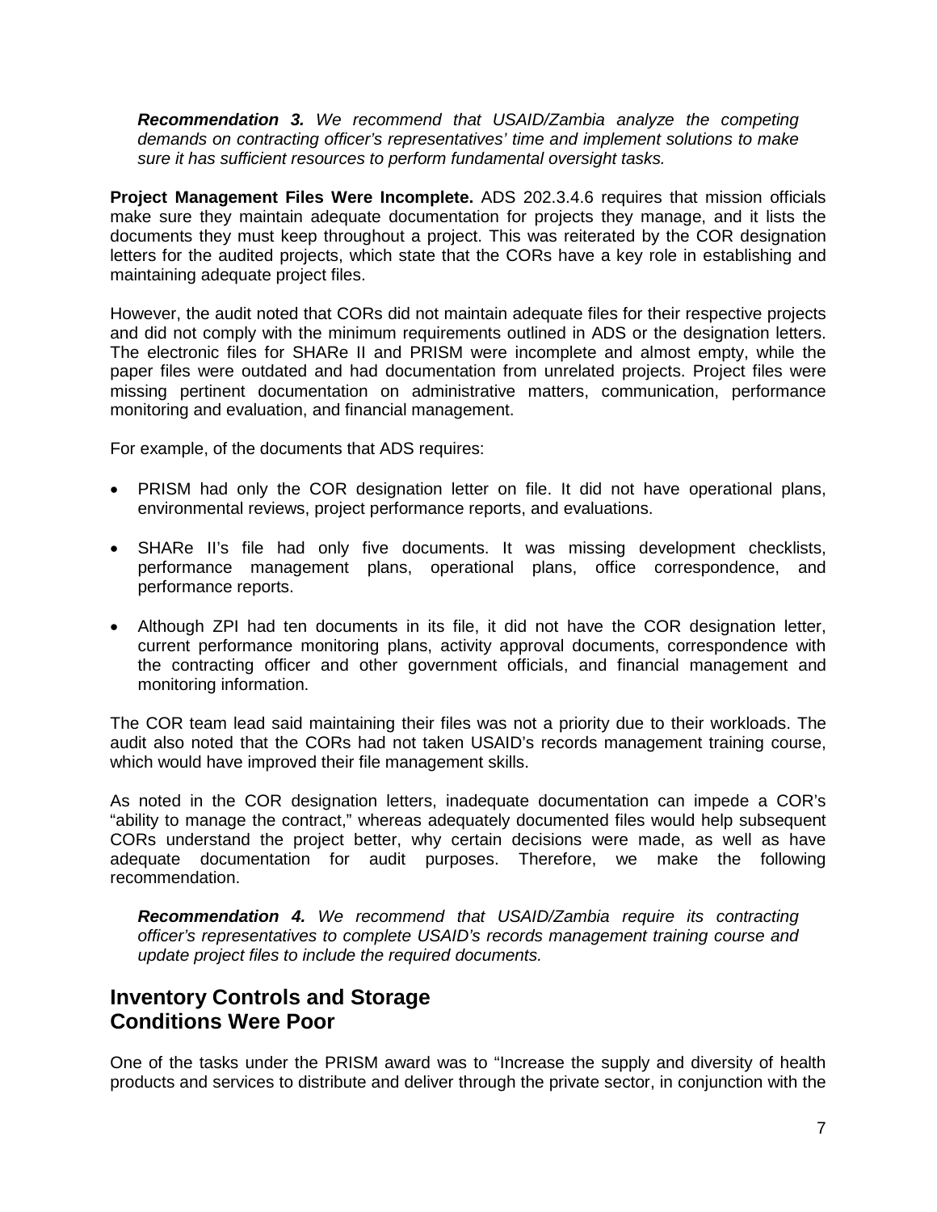***Recommendation 3.*** *We recommend that USAID/Zambia analyze the competing demands on contracting officer's representatives' time and implement solutions to make sure it has sufficient resources to perform fundamental oversight tasks.*

**Project Management Files Were Incomplete.** ADS 202.3.4.6 requires that mission officials make sure they maintain adequate documentation for projects they manage, and it lists the documents they must keep throughout a project. This was reiterated by the COR designation letters for the audited projects, which state that the CORs have a key role in establishing and maintaining adequate project files.

However, the audit noted that CORs did not maintain adequate files for their respective projects and did not comply with the minimum requirements outlined in ADS or the designation letters. The electronic files for SHARe II and PRISM were incomplete and almost empty, while the paper files were outdated and had documentation from unrelated projects. Project files were missing pertinent documentation on administrative matters, communication, performance monitoring and evaluation, and financial management.

For example, of the documents that ADS requires:

- PRISM had only the COR designation letter on file. It did not have operational plans, environmental reviews, project performance reports, and evaluations.
- SHARe II's file had only five documents. It was missing development checklists, performance management plans, operational plans, office correspondence, and performance reports.
- Although ZPI had ten documents in its file, it did not have the COR designation letter, current performance monitoring plans, activity approval documents, correspondence with the contracting officer and other government officials, and financial management and monitoring information.

The COR team lead said maintaining their files was not a priority due to their workloads. The audit also noted that the CORs had not taken USAID's records management training course, which would have improved their file management skills.

As noted in the COR designation letters, inadequate documentation can impede a COR's "ability to manage the contract," whereas adequately documented files would help subsequent CORs understand the project better, why certain decisions were made, as well as have adequate documentation for audit purposes. Therefore, we make the following recommendation.

***Recommendation 4.*** *We recommend that USAID/Zambia require its contracting officer's representatives to complete USAID's records management training course and update project files to include the required documents.*

## Inventory Controls and Storage Conditions Were Poor

One of the tasks under the PRISM award was to "Increase the supply and diversity of health products and services to distribute and deliver through the private sector, in conjunction with the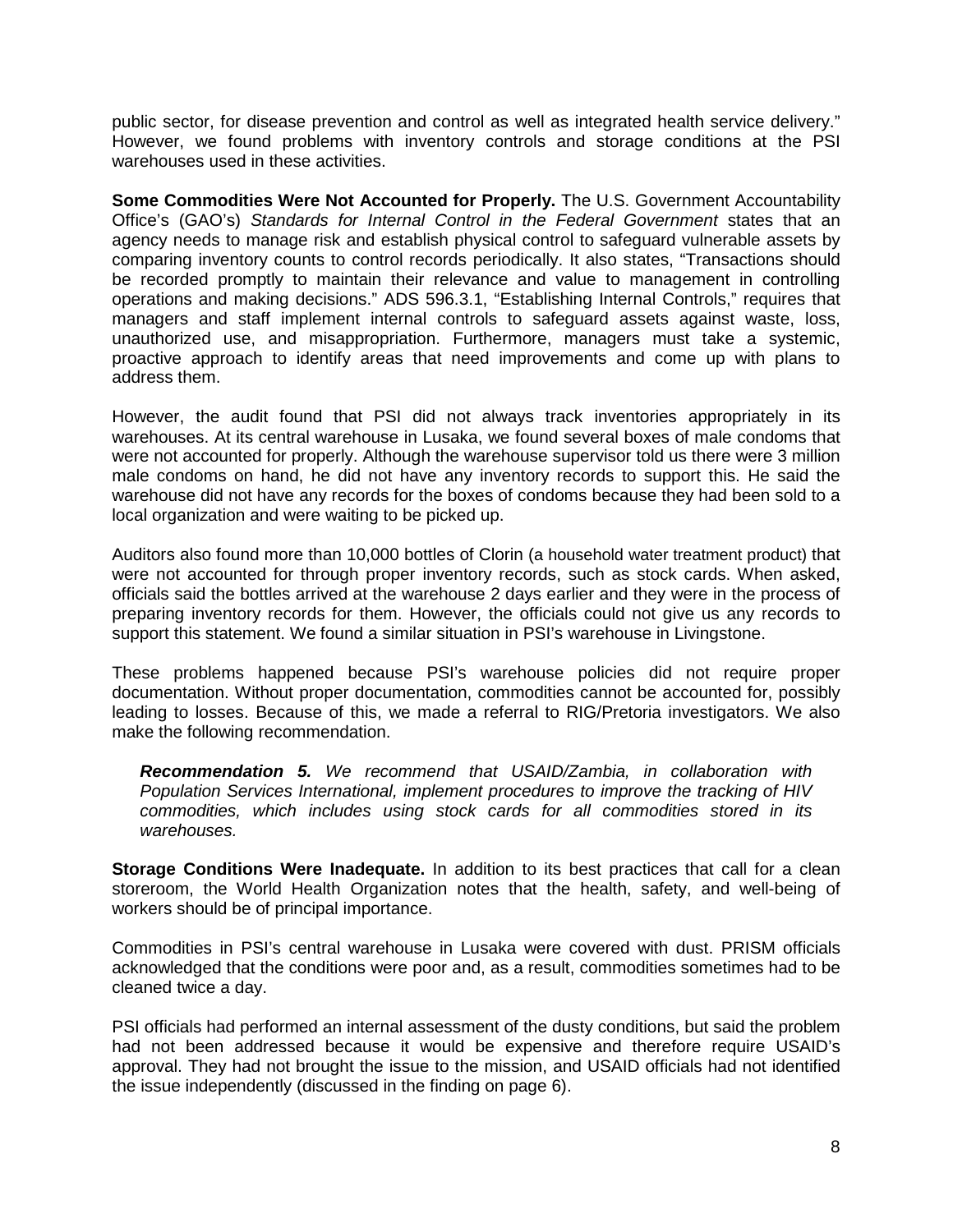public sector, for disease prevention and control as well as integrated health service delivery." However, we found problems with inventory controls and storage conditions at the PSI warehouses used in these activities.

**Some Commodities Were Not Accounted for Properly.** The U.S. Government Accountability Office's (GAO's) *Standards for Internal Control in the Federal Government* states that an agency needs to manage risk and establish physical control to safeguard vulnerable assets by comparing inventory counts to control records periodically. It also states, "Transactions should be recorded promptly to maintain their relevance and value to management in controlling operations and making decisions." ADS 596.3.1, "Establishing Internal Controls," requires that managers and staff implement internal controls to safeguard assets against waste, loss, unauthorized use, and misappropriation. Furthermore, managers must take a systemic, proactive approach to identify areas that need improvements and come up with plans to address them.

However, the audit found that PSI did not always track inventories appropriately in its warehouses. At its central warehouse in Lusaka, we found several boxes of male condoms that were not accounted for properly. Although the warehouse supervisor told us there were 3 million male condoms on hand, he did not have any inventory records to support this. He said the warehouse did not have any records for the boxes of condoms because they had been sold to a local organization and were waiting to be picked up.

Auditors also found more than 10,000 bottles of Clorin (a household water treatment product) that were not accounted for through proper inventory records, such as stock cards. When asked, officials said the bottles arrived at the warehouse 2 days earlier and they were in the process of preparing inventory records for them. However, the officials could not give us any records to support this statement. We found a similar situation in PSI's warehouse in Livingstone.

These problems happened because PSI's warehouse policies did not require proper documentation. Without proper documentation, commodities cannot be accounted for, possibly leading to losses. Because of this, we made a referral to RIG/Pretoria investigators. We also make the following recommendation.

> ***Recommendation 5.*** *We recommend that USAID/Zambia, in collaboration with Population Services International, implement procedures to improve the tracking of HIV commodities, which includes using stock cards for all commodities stored in its warehouses.*

**Storage Conditions Were Inadequate.** In addition to its best practices that call for a clean storeroom, the World Health Organization notes that the health, safety, and well-being of workers should be of principal importance.

Commodities in PSI's central warehouse in Lusaka were covered with dust. PRISM officials acknowledged that the conditions were poor and, as a result, commodities sometimes had to be cleaned twice a day.

PSI officials had performed an internal assessment of the dusty conditions, but said the problem had not been addressed because it would be expensive and therefore require USAID's approval. They had not brought the issue to the mission, and USAID officials had not identified the issue independently (discussed in the finding on page 6).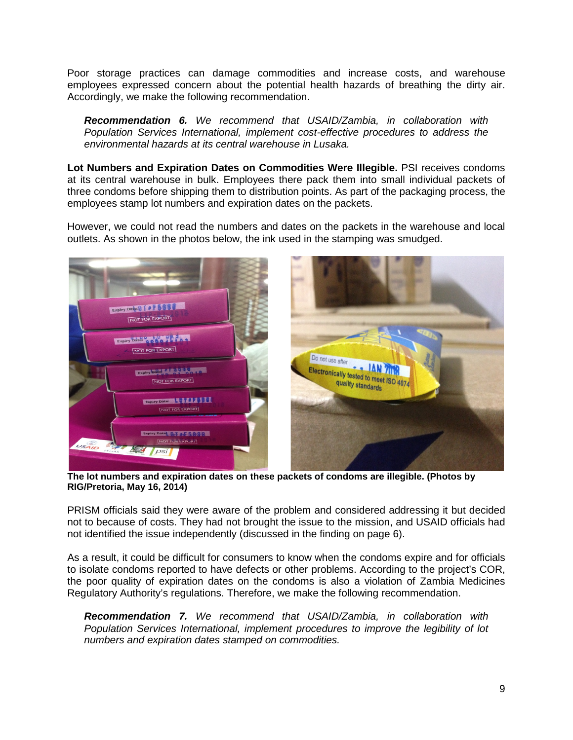Poor storage practices can damage commodities and increase costs, and warehouse employees expressed concern about the potential health hazards of breathing the dirty air. Accordingly, we make the following recommendation.

> ***Recommendation 6.*** *We recommend that USAID/Zambia, in collaboration with Population Services International, implement cost-effective procedures to address the environmental hazards at its central warehouse in Lusaka.*

**Lot Numbers and Expiration Dates on Commodities Were Illegible.** PSI receives condoms at its central warehouse in bulk. Employees there pack them into small individual packets of three condoms before shipping them to distribution points. As part of the packaging process, the employees stamp lot numbers and expiration dates on the packets.

However, we could not read the numbers and dates on the packets in the warehouse and local outlets. As shown in the photos below, the ink used in the stamping was smudged.

**The lot numbers and expiration dates on these packets of condoms are illegible. (Photos by RIG/Pretoria, May 16, 2014)**

PRISM officials said they were aware of the problem and considered addressing it but decided not to because of costs. They had not brought the issue to the mission, and USAID officials had not identified the issue independently (discussed in the finding on page 6).

As a result, it could be difficult for consumers to know when the condoms expire and for officials to isolate condoms reported to have defects or other problems. According to the project's COR, the poor quality of expiration dates on the condoms is also a violation of Zambia Medicines Regulatory Authority's regulations. Therefore, we make the following recommendation.

> ***Recommendation 7.*** *We recommend that USAID/Zambia, in collaboration with Population Services International, implement procedures to improve the legibility of lot numbers and expiration dates stamped on commodities.*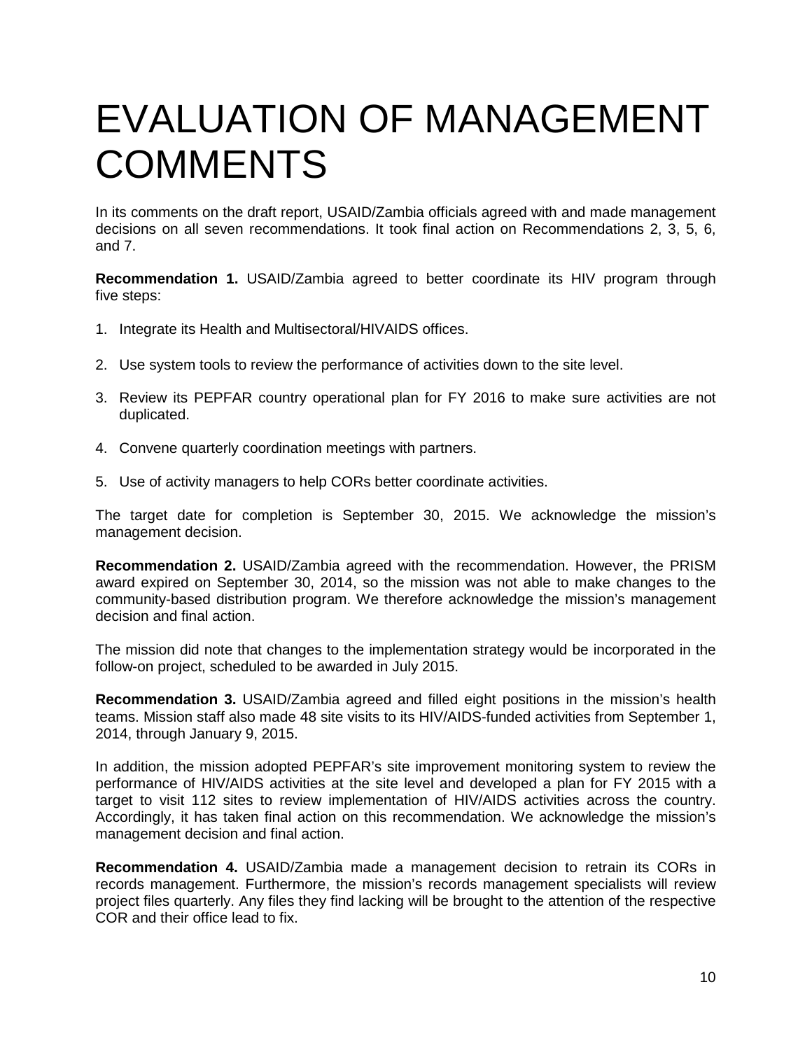# EVALUATION OF MANAGEMENT COMMENTS

In its comments on the draft report, USAID/Zambia officials agreed with and made management decisions on all seven recommendations. It took final action on Recommendations 2, 3, 5, 6, and 7.

**Recommendation 1.** USAID/Zambia agreed to better coordinate its HIV program through five steps:

1. Integrate its Health and Multisectoral/HIVAIDS offices.

2. Use system tools to review the performance of activities down to the site level.

3. Review its PEPFAR country operational plan for FY 2016 to make sure activities are not duplicated.

4. Convene quarterly coordination meetings with partners.

5. Use of activity managers to help CORs better coordinate activities.

The target date for completion is September 30, 2015. We acknowledge the mission's management decision.

**Recommendation 2.** USAID/Zambia agreed with the recommendation. However, the PRISM award expired on September 30, 2014, so the mission was not able to make changes to the community-based distribution program. We therefore acknowledge the mission's management decision and final action.

The mission did note that changes to the implementation strategy would be incorporated in the follow-on project, scheduled to be awarded in July 2015.

**Recommendation 3.** USAID/Zambia agreed and filled eight positions in the mission's health teams. Mission staff also made 48 site visits to its HIV/AIDS-funded activities from September 1, 2014, through January 9, 2015.

In addition, the mission adopted PEPFAR's site improvement monitoring system to review the performance of HIV/AIDS activities at the site level and developed a plan for FY 2015 with a target to visit 112 sites to review implementation of HIV/AIDS activities across the country. Accordingly, it has taken final action on this recommendation. We acknowledge the mission's management decision and final action.

**Recommendation 4.** USAID/Zambia made a management decision to retrain its CORs in records management. Furthermore, the mission's records management specialists will review project files quarterly. Any files they find lacking will be brought to the attention of the respective COR and their office lead to fix.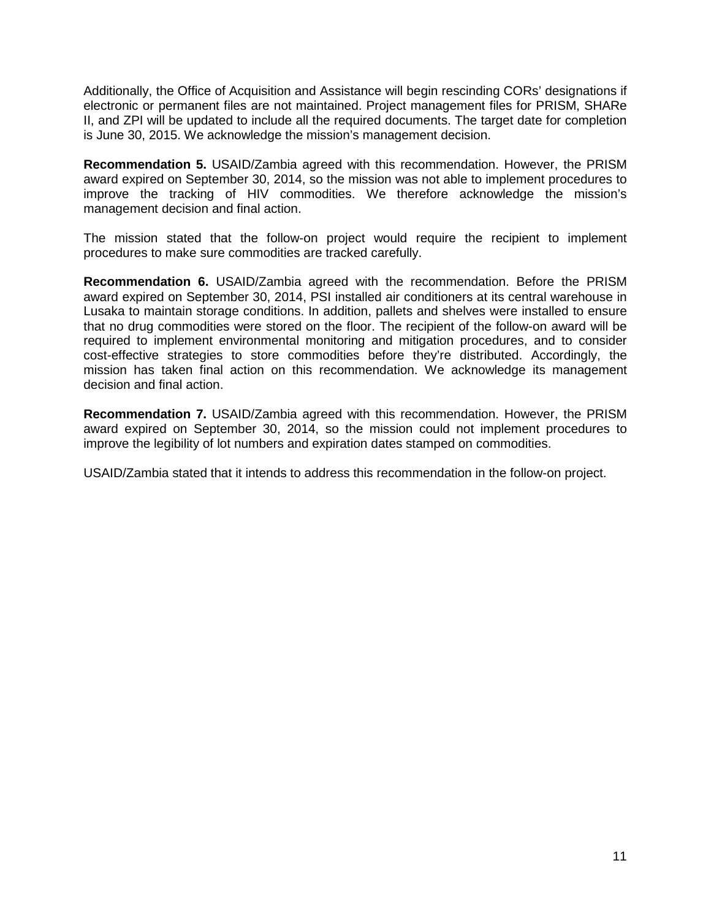Additionally, the Office of Acquisition and Assistance will begin rescinding CORs' designations if electronic or permanent files are not maintained. Project management files for PRISM, SHARe II, and ZPI will be updated to include all the required documents. The target date for completion is June 30, 2015. We acknowledge the mission's management decision.

**Recommendation 5.** USAID/Zambia agreed with this recommendation. However, the PRISM award expired on September 30, 2014, so the mission was not able to implement procedures to improve the tracking of HIV commodities. We therefore acknowledge the mission's management decision and final action.

The mission stated that the follow-on project would require the recipient to implement procedures to make sure commodities are tracked carefully.

**Recommendation 6.** USAID/Zambia agreed with the recommendation. Before the PRISM award expired on September 30, 2014, PSI installed air conditioners at its central warehouse in Lusaka to maintain storage conditions. In addition, pallets and shelves were installed to ensure that no drug commodities were stored on the floor. The recipient of the follow-on award will be required to implement environmental monitoring and mitigation procedures, and to consider cost-effective strategies to store commodities before they're distributed. Accordingly, the mission has taken final action on this recommendation. We acknowledge its management decision and final action.

**Recommendation 7.** USAID/Zambia agreed with this recommendation. However, the PRISM award expired on September 30, 2014, so the mission could not implement procedures to improve the legibility of lot numbers and expiration dates stamped on commodities.

USAID/Zambia stated that it intends to address this recommendation in the follow-on project.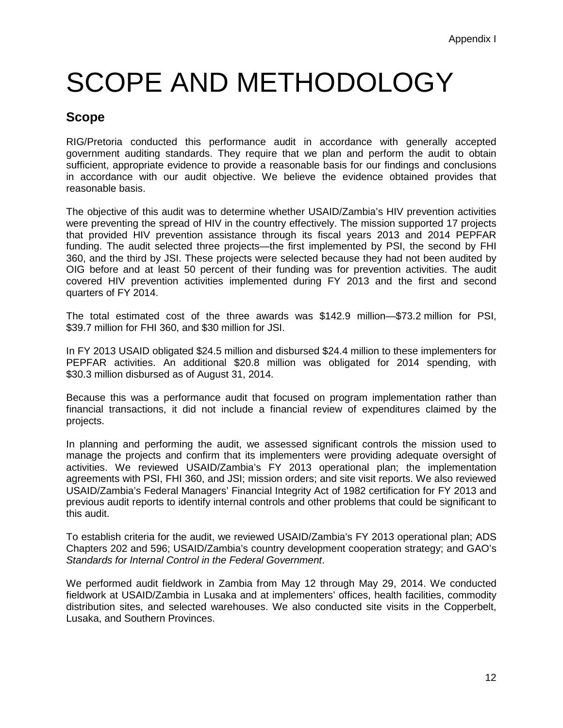# SCOPE AND METHODOLOGY

## Scope

RIG/Pretoria conducted this performance audit in accordance with generally accepted government auditing standards. They require that we plan and perform the audit to obtain sufficient, appropriate evidence to provide a reasonable basis for our findings and conclusions in accordance with our audit objective. We believe the evidence obtained provides that reasonable basis.

The objective of this audit was to determine whether USAID/Zambia's HIV prevention activities were preventing the spread of HIV in the country effectively. The mission supported 17 projects that provided HIV prevention assistance through its fiscal years 2013 and 2014 PEPFAR funding. The audit selected three projects—the first implemented by PSI, the second by FHI 360, and the third by JSI. These projects were selected because they had not been audited by OIG before and at least 50 percent of their funding was for prevention activities. The audit covered HIV prevention activities implemented during FY 2013 and the first and second quarters of FY 2014.

The total estimated cost of the three awards was $142.9 million—$73.2 million for PSI, $39.7 million for FHI 360, and $30 million for JSI.

In FY 2013 USAID obligated $24.5 million and disbursed $24.4 million to these implementers for PEPFAR activities. An additional $20.8 million was obligated for 2014 spending, with $30.3 million disbursed as of August 31, 2014.

Because this was a performance audit that focused on program implementation rather than financial transactions, it did not include a financial review of expenditures claimed by the projects.

In planning and performing the audit, we assessed significant controls the mission used to manage the projects and confirm that its implementers were providing adequate oversight of activities. We reviewed USAID/Zambia's FY 2013 operational plan; the implementation agreements with PSI, FHI 360, and JSI; mission orders; and site visit reports. We also reviewed USAID/Zambia's Federal Managers' Financial Integrity Act of 1982 certification for FY 2013 and previous audit reports to identify internal controls and other problems that could be significant to this audit.

To establish criteria for the audit, we reviewed USAID/Zambia's FY 2013 operational plan; ADS Chapters 202 and 596; USAID/Zambia's country development cooperation strategy; and GAO's *Standards for Internal Control in the Federal Government*.

We performed audit fieldwork in Zambia from May 12 through May 29, 2014. We conducted fieldwork at USAID/Zambia in Lusaka and at implementers' offices, health facilities, commodity distribution sites, and selected warehouses. We also conducted site visits in the Copperbelt, Lusaka, and Southern Provinces.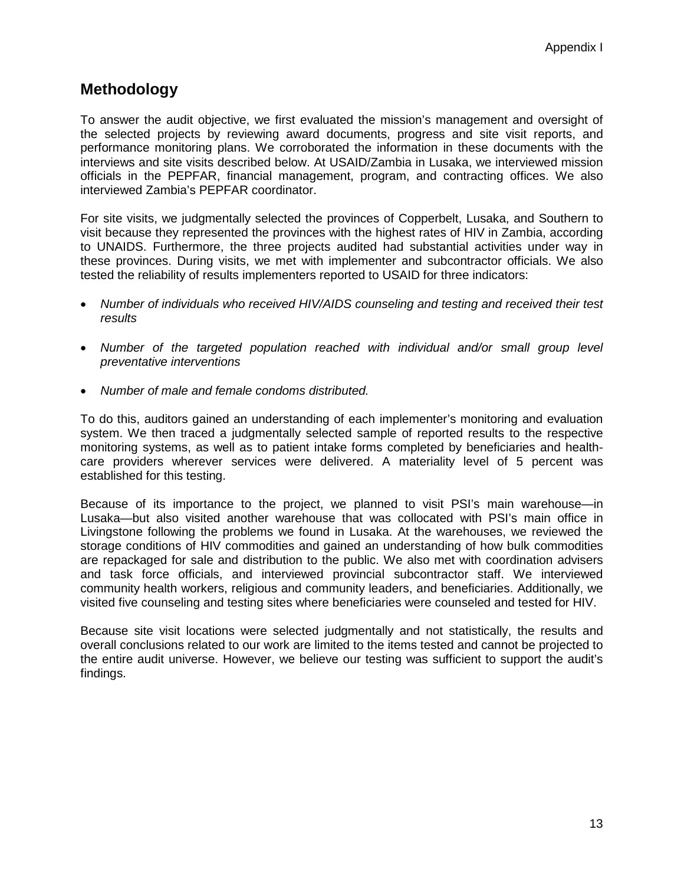## Methodology

To answer the audit objective, we first evaluated the mission's management and oversight of the selected projects by reviewing award documents, progress and site visit reports, and performance monitoring plans. We corroborated the information in these documents with the interviews and site visits described below. At USAID/Zambia in Lusaka, we interviewed mission officials in the PEPFAR, financial management, program, and contracting offices. We also interviewed Zambia's PEPFAR coordinator.

For site visits, we judgmentally selected the provinces of Copperbelt, Lusaka, and Southern to visit because they represented the provinces with the highest rates of HIV in Zambia, according to UNAIDS. Furthermore, the three projects audited had substantial activities under way in these provinces. During visits, we met with implementer and subcontractor officials. We also tested the reliability of results implementers reported to USAID for three indicators:

- *Number of individuals who received HIV/AIDS counseling and testing and received their test results*
- *Number of the targeted population reached with individual and/or small group level preventative interventions*
- *Number of male and female condoms distributed.*

To do this, auditors gained an understanding of each implementer's monitoring and evaluation system. We then traced a judgmentally selected sample of reported results to the respective monitoring systems, as well as to patient intake forms completed by beneficiaries and health-care providers wherever services were delivered. A materiality level of 5 percent was established for this testing.

Because of its importance to the project, we planned to visit PSI's main warehouse—in Lusaka—but also visited another warehouse that was collocated with PSI's main office in Livingstone following the problems we found in Lusaka. At the warehouses, we reviewed the storage conditions of HIV commodities and gained an understanding of how bulk commodities are repackaged for sale and distribution to the public. We also met with coordination advisers and task force officials, and interviewed provincial subcontractor staff. We interviewed community health workers, religious and community leaders, and beneficiaries. Additionally, we visited five counseling and testing sites where beneficiaries were counseled and tested for HIV.

Because site visit locations were selected judgmentally and not statistically, the results and overall conclusions related to our work are limited to the items tested and cannot be projected to the entire audit universe. However, we believe our testing was sufficient to support the audit's findings.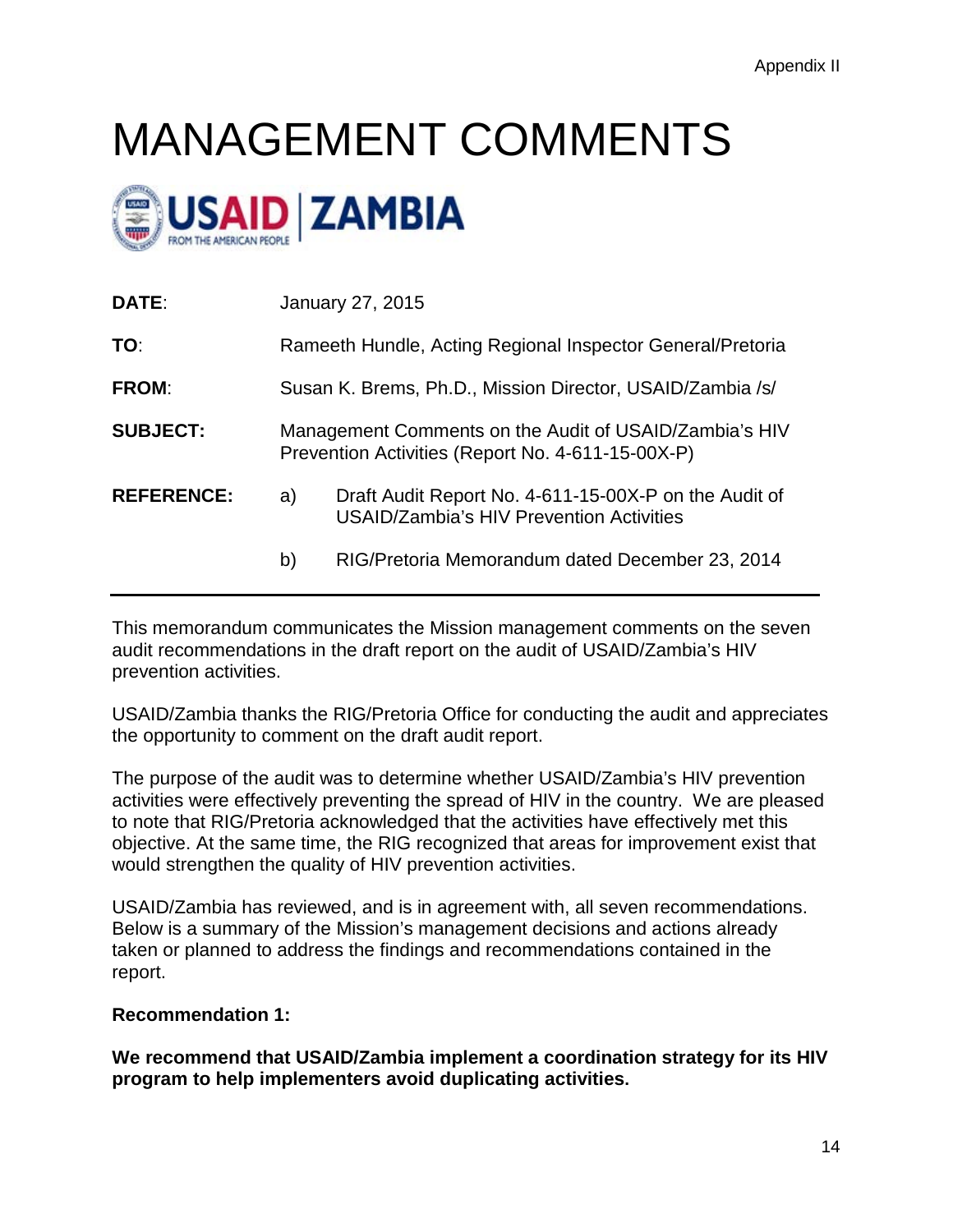Appendix II

# MANAGEMENT COMMENTS

USAID | ZAMBIA
FROM THE AMERICAN PEOPLE

| | | |
|---|---|---|
| **DATE**: | January 27, 2015 | |
| **TO**: | Rameeth Hundle, Acting Regional Inspector General/Pretoria | |
| **FROM**: | Susan K. Brems, Ph.D., Mission Director, USAID/Zambia /s/ | |
| **SUBJECT:** | Management Comments on the Audit of USAID/Zambia's HIV Prevention Activities (Report No. 4-611-15-00X-P) | |
| **REFERENCE:** | a) | Draft Audit Report No. 4-611-15-00X-P on the Audit of USAID/Zambia's HIV Prevention Activities |
| | b) | RIG/Pretoria Memorandum dated December 23, 2014 |

---

This memorandum communicates the Mission management comments on the seven audit recommendations in the draft report on the audit of USAID/Zambia's HIV prevention activities.

USAID/Zambia thanks the RIG/Pretoria Office for conducting the audit and appreciates the opportunity to comment on the draft audit report.

The purpose of the audit was to determine whether USAID/Zambia's HIV prevention activities were effectively preventing the spread of HIV in the country. We are pleased to note that RIG/Pretoria acknowledged that the activities have effectively met this objective. At the same time, the RIG recognized that areas for improvement exist that would strengthen the quality of HIV prevention activities.

USAID/Zambia has reviewed, and is in agreement with, all seven recommendations. Below is a summary of the Mission's management decisions and actions already taken or planned to address the findings and recommendations contained in the report.

**Recommendation 1:**

**We recommend that USAID/Zambia implement a coordination strategy for its HIV program to help implementers avoid duplicating activities.**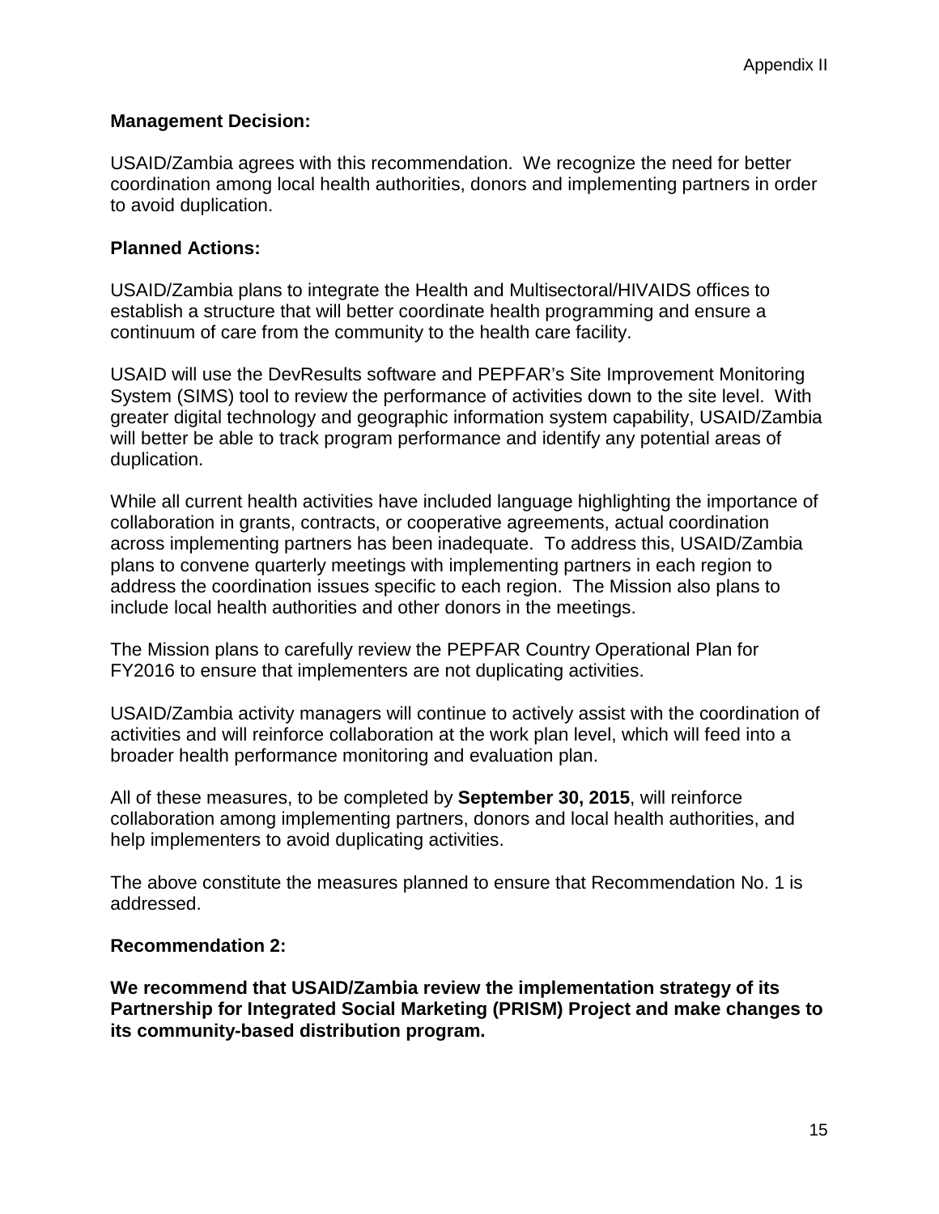**Management Decision:**

USAID/Zambia agrees with this recommendation. We recognize the need for better coordination among local health authorities, donors and implementing partners in order to avoid duplication.

**Planned Actions:**

USAID/Zambia plans to integrate the Health and Multisectoral/HIVAIDS offices to establish a structure that will better coordinate health programming and ensure a continuum of care from the community to the health care facility.

USAID will use the DevResults software and PEPFAR's Site Improvement Monitoring System (SIMS) tool to review the performance of activities down to the site level. With greater digital technology and geographic information system capability, USAID/Zambia will better be able to track program performance and identify any potential areas of duplication.

While all current health activities have included language highlighting the importance of collaboration in grants, contracts, or cooperative agreements, actual coordination across implementing partners has been inadequate. To address this, USAID/Zambia plans to convene quarterly meetings with implementing partners in each region to address the coordination issues specific to each region. The Mission also plans to include local health authorities and other donors in the meetings.

The Mission plans to carefully review the PEPFAR Country Operational Plan for FY2016 to ensure that implementers are not duplicating activities.

USAID/Zambia activity managers will continue to actively assist with the coordination of activities and will reinforce collaboration at the work plan level, which will feed into a broader health performance monitoring and evaluation plan.

All of these measures, to be completed by **September 30, 2015**, will reinforce collaboration among implementing partners, donors and local health authorities, and help implementers to avoid duplicating activities.

The above constitute the measures planned to ensure that Recommendation No. 1 is addressed.

**Recommendation 2:**

**We recommend that USAID/Zambia review the implementation strategy of its Partnership for Integrated Social Marketing (PRISM) Project and make changes to its community-based distribution program.**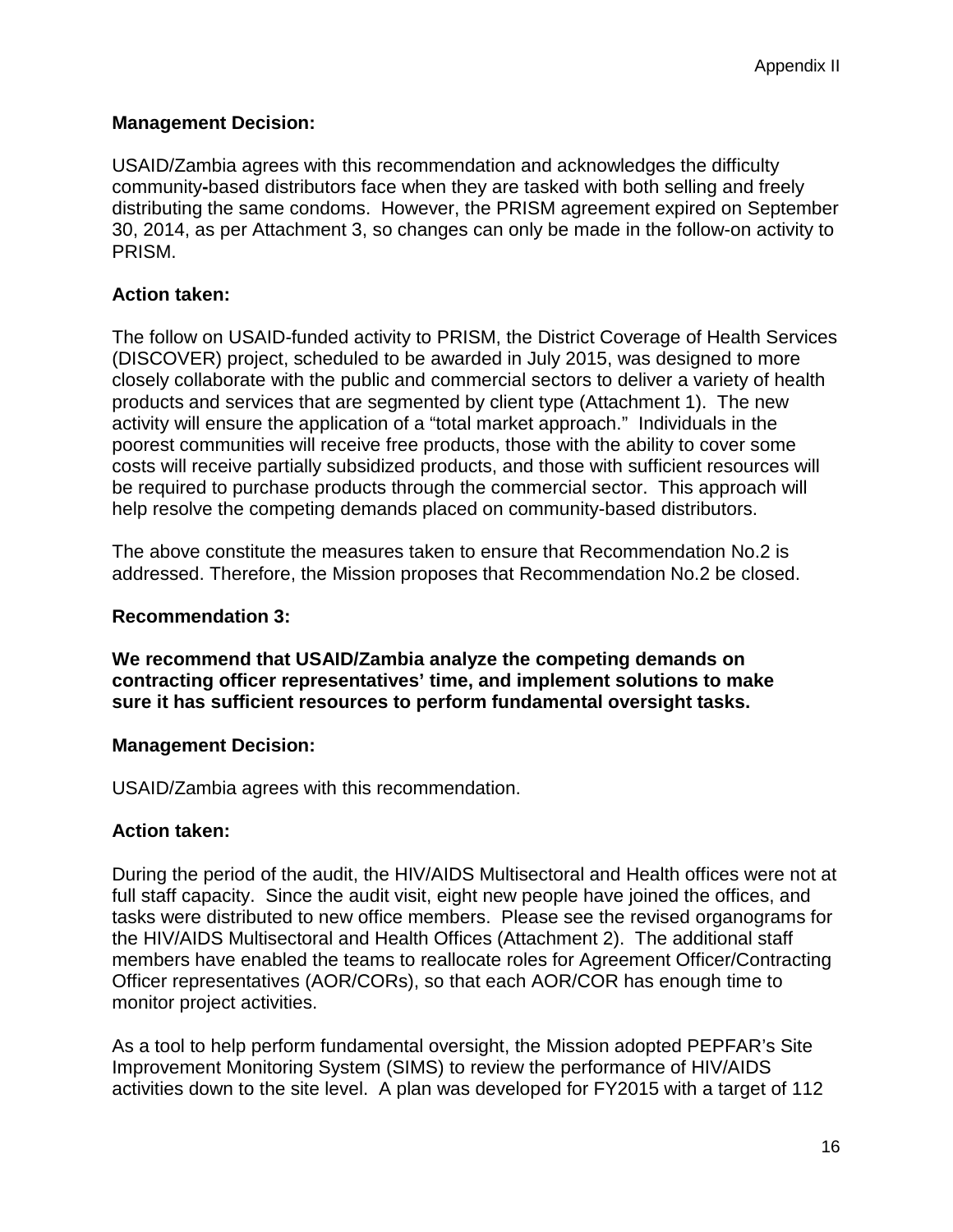**Management Decision:**

USAID/Zambia agrees with this recommendation and acknowledges the difficulty community-based distributors face when they are tasked with both selling and freely distributing the same condoms. However, the PRISM agreement expired on September 30, 2014, as per Attachment 3, so changes can only be made in the follow-on activity to PRISM.

**Action taken:**

The follow on USAID-funded activity to PRISM, the District Coverage of Health Services (DISCOVER) project, scheduled to be awarded in July 2015, was designed to more closely collaborate with the public and commercial sectors to deliver a variety of health products and services that are segmented by client type (Attachment 1). The new activity will ensure the application of a "total market approach." Individuals in the poorest communities will receive free products, those with the ability to cover some costs will receive partially subsidized products, and those with sufficient resources will be required to purchase products through the commercial sector. This approach will help resolve the competing demands placed on community-based distributors.

The above constitute the measures taken to ensure that Recommendation No.2 is addressed. Therefore, the Mission proposes that Recommendation No.2 be closed.

**Recommendation 3:**

**We recommend that USAID/Zambia analyze the competing demands on contracting officer representatives' time, and implement solutions to make sure it has sufficient resources to perform fundamental oversight tasks.**

**Management Decision:**

USAID/Zambia agrees with this recommendation.

**Action taken:**

During the period of the audit, the HIV/AIDS Multisectoral and Health offices were not at full staff capacity. Since the audit visit, eight new people have joined the offices, and tasks were distributed to new office members. Please see the revised organograms for the HIV/AIDS Multisectoral and Health Offices (Attachment 2). The additional staff members have enabled the teams to reallocate roles for Agreement Officer/Contracting Officer representatives (AOR/CORs), so that each AOR/COR has enough time to monitor project activities.

As a tool to help perform fundamental oversight, the Mission adopted PEPFAR's Site Improvement Monitoring System (SIMS) to review the performance of HIV/AIDS activities down to the site level. A plan was developed for FY2015 with a target of 112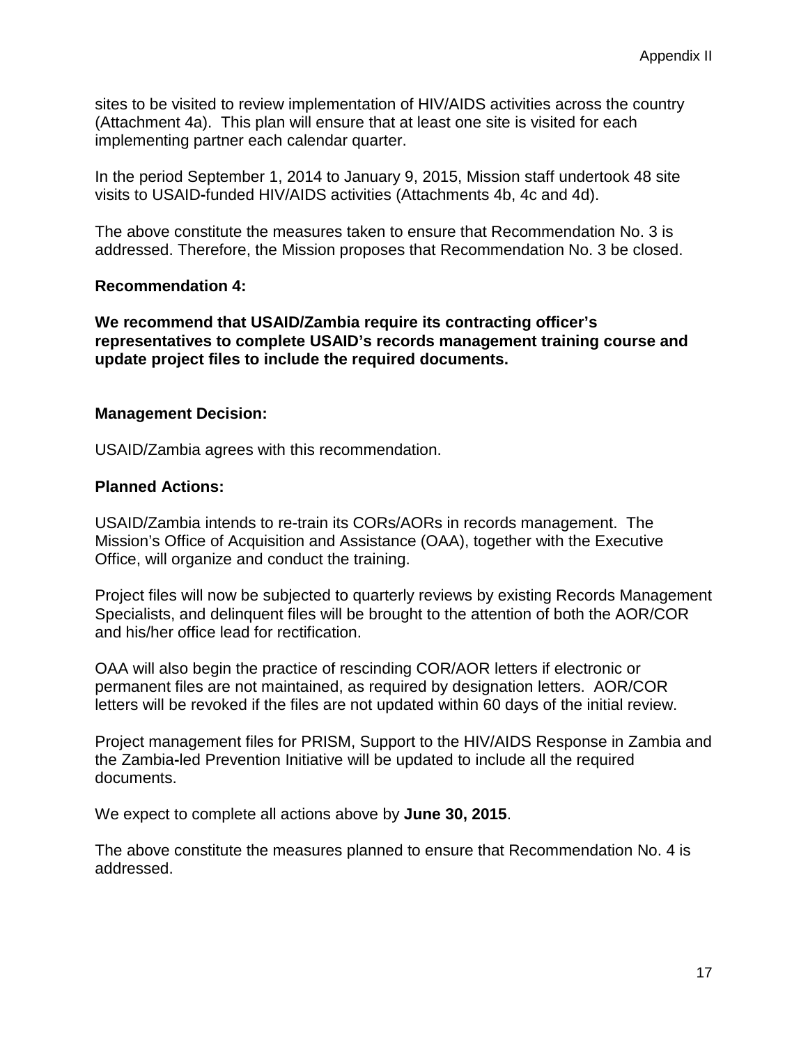sites to be visited to review implementation of HIV/AIDS activities across the country (Attachment 4a). This plan will ensure that at least one site is visited for each implementing partner each calendar quarter.

In the period September 1, 2014 to January 9, 2015, Mission staff undertook 48 site visits to USAID-funded HIV/AIDS activities (Attachments 4b, 4c and 4d).

The above constitute the measures taken to ensure that Recommendation No. 3 is addressed. Therefore, the Mission proposes that Recommendation No. 3 be closed.

**Recommendation 4:**

**We recommend that USAID/Zambia require its contracting officer's representatives to complete USAID's records management training course and update project files to include the required documents.**

**Management Decision:**

USAID/Zambia agrees with this recommendation.

**Planned Actions:**

USAID/Zambia intends to re-train its CORs/AORs in records management. The Mission's Office of Acquisition and Assistance (OAA), together with the Executive Office, will organize and conduct the training.

Project files will now be subjected to quarterly reviews by existing Records Management Specialists, and delinquent files will be brought to the attention of both the AOR/COR and his/her office lead for rectification.

OAA will also begin the practice of rescinding COR/AOR letters if electronic or permanent files are not maintained, as required by designation letters. AOR/COR letters will be revoked if the files are not updated within 60 days of the initial review.

Project management files for PRISM, Support to the HIV/AIDS Response in Zambia and the Zambia-led Prevention Initiative will be updated to include all the required documents.

We expect to complete all actions above by **June 30, 2015**.

The above constitute the measures planned to ensure that Recommendation No. 4 is addressed.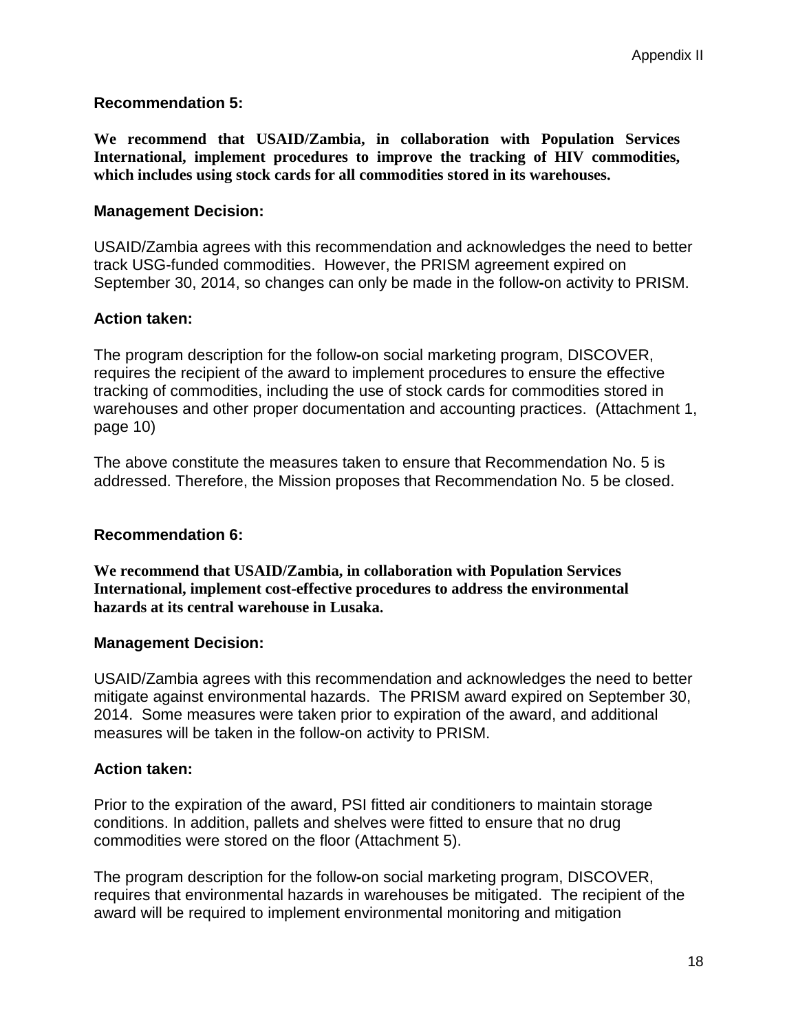Appendix II

**Recommendation 5:**

**We recommend that USAID/Zambia, in collaboration with Population Services International, implement procedures to improve the tracking of HIV commodities, which includes using stock cards for all commodities stored in its warehouses.**

**Management Decision:**

USAID/Zambia agrees with this recommendation and acknowledges the need to better track USG-funded commodities. However, the PRISM agreement expired on September 30, 2014, so changes can only be made in the follow-on activity to PRISM.

**Action taken:**

The program description for the follow-on social marketing program, DISCOVER, requires the recipient of the award to implement procedures to ensure the effective tracking of commodities, including the use of stock cards for commodities stored in warehouses and other proper documentation and accounting practices. (Attachment 1, page 10)

The above constitute the measures taken to ensure that Recommendation No. 5 is addressed. Therefore, the Mission proposes that Recommendation No. 5 be closed.

**Recommendation 6:**

**We recommend that USAID/Zambia, in collaboration with Population Services International, implement cost-effective procedures to address the environmental hazards at its central warehouse in Lusaka.**

**Management Decision:**

USAID/Zambia agrees with this recommendation and acknowledges the need to better mitigate against environmental hazards. The PRISM award expired on September 30, 2014. Some measures were taken prior to expiration of the award, and additional measures will be taken in the follow-on activity to PRISM.

**Action taken:**

Prior to the expiration of the award, PSI fitted air conditioners to maintain storage conditions. In addition, pallets and shelves were fitted to ensure that no drug commodities were stored on the floor (Attachment 5).

The program description for the follow-on social marketing program, DISCOVER, requires that environmental hazards in warehouses be mitigated. The recipient of the award will be required to implement environmental monitoring and mitigation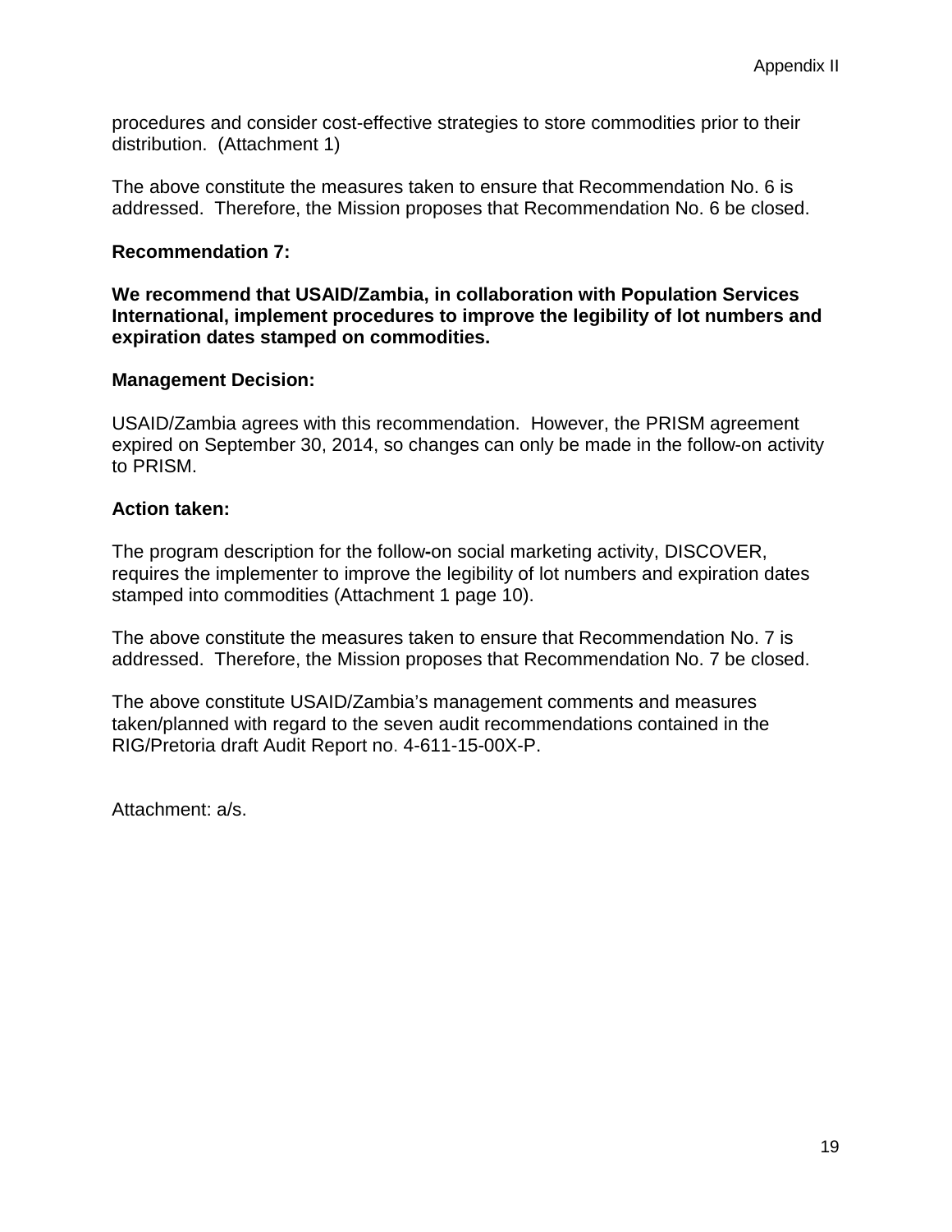procedures and consider cost-effective strategies to store commodities prior to their distribution. (Attachment 1)

The above constitute the measures taken to ensure that Recommendation No. 6 is addressed. Therefore, the Mission proposes that Recommendation No. 6 be closed.

**Recommendation 7:**

**We recommend that USAID/Zambia, in collaboration with Population Services International, implement procedures to improve the legibility of lot numbers and expiration dates stamped on commodities.**

**Management Decision:**

USAID/Zambia agrees with this recommendation. However, the PRISM agreement expired on September 30, 2014, so changes can only be made in the follow-on activity to PRISM.

**Action taken:**

The program description for the follow-on social marketing activity, DISCOVER, requires the implementer to improve the legibility of lot numbers and expiration dates stamped into commodities (Attachment 1 page 10).

The above constitute the measures taken to ensure that Recommendation No. 7 is addressed. Therefore, the Mission proposes that Recommendation No. 7 be closed.

The above constitute USAID/Zambia's management comments and measures taken/planned with regard to the seven audit recommendations contained in the RIG/Pretoria draft Audit Report no. 4-611-15-00X-P.

Attachment: a/s.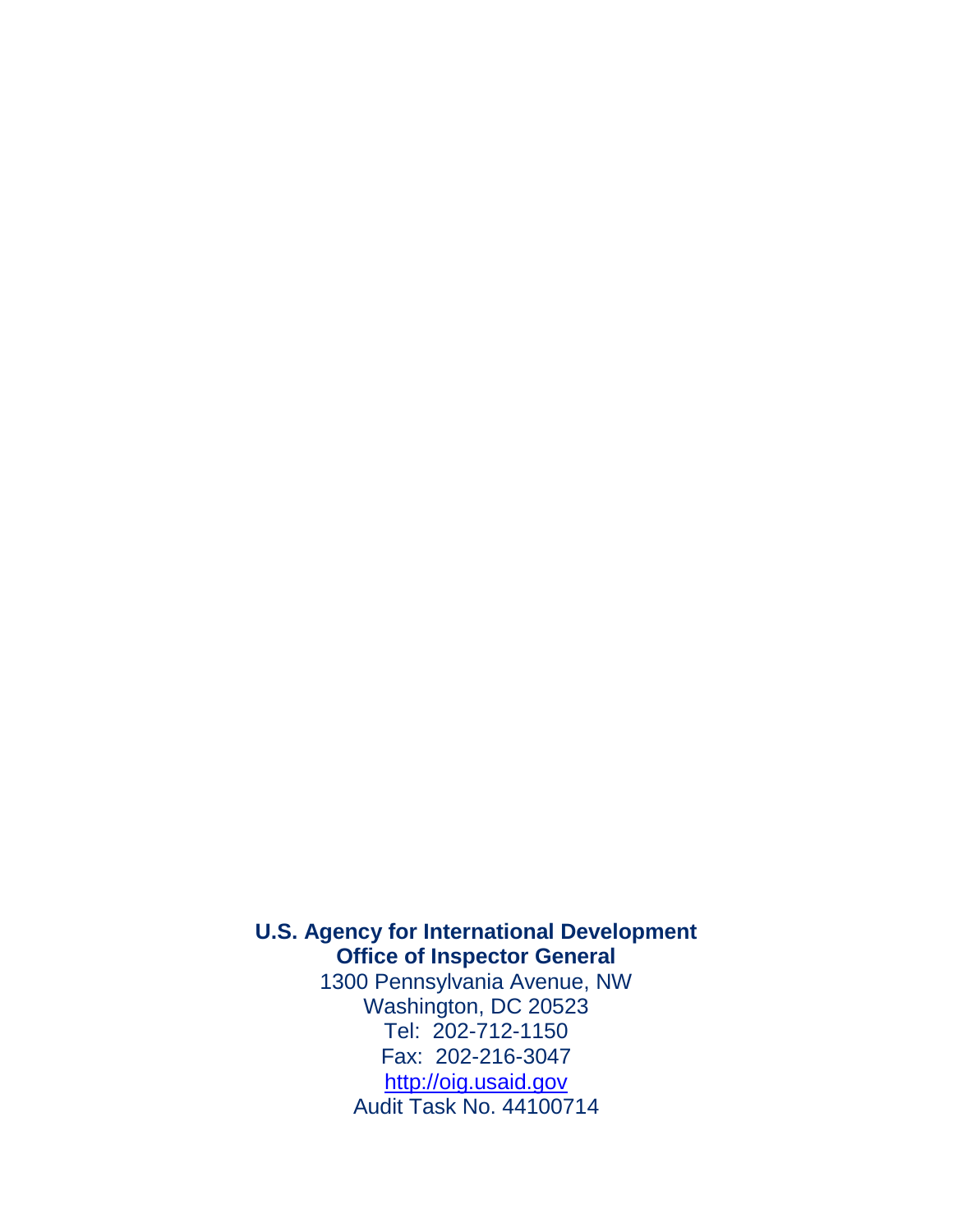**U.S. Agency for International Development**
**Office of Inspector General**
1300 Pennsylvania Avenue, NW
Washington, DC 20523
Tel: 202-712-1150
Fax: 202-216-3047
http://oig.usaid.gov
Audit Task No. 44100714